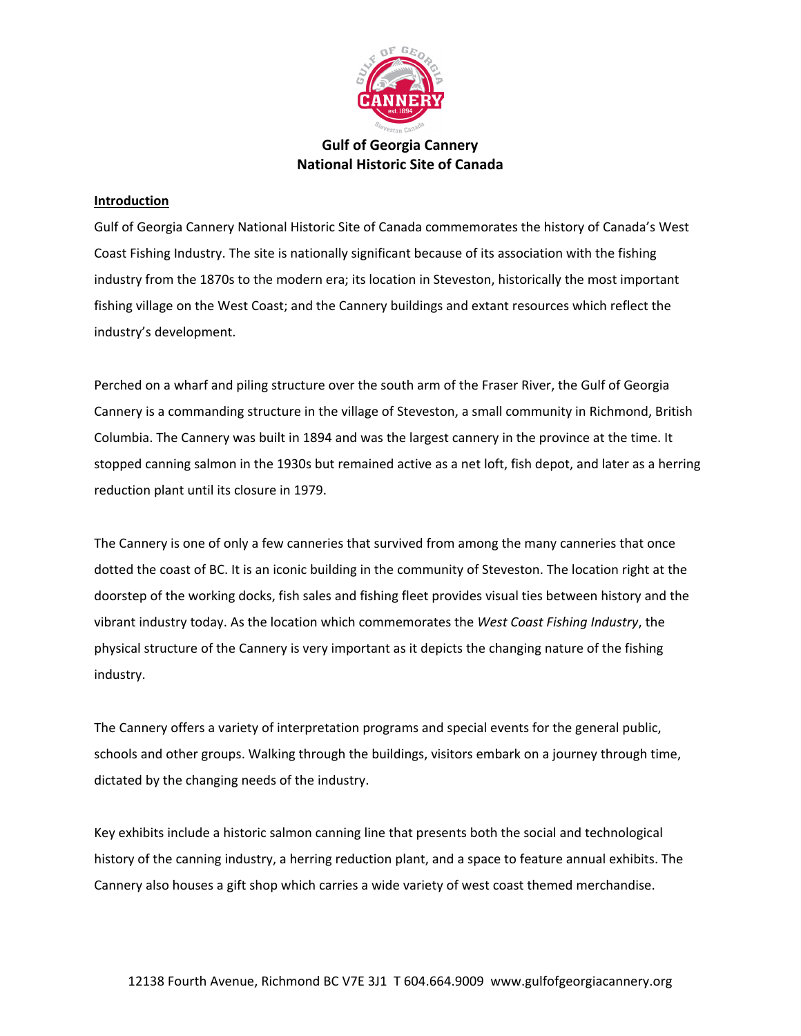# Gulf of Georgia Cannery
# National Historic Site of Canada

## Introduction

Gulf of Georgia Cannery National Historic Site of Canada commemorates the history of Canada's West Coast Fishing Industry. The site is nationally significant because of its association with the fishing industry from the 1870s to the modern era; its location in Steveston, historically the most important fishing village on the West Coast; and the Cannery buildings and extant resources which reflect the industry's development.

Perched on a wharf and piling structure over the south arm of the Fraser River, the Gulf of Georgia Cannery is a commanding structure in the village of Steveston, a small community in Richmond, British Columbia. The Cannery was built in 1894 and was the largest cannery in the province at the time. It stopped canning salmon in the 1930s but remained active as a net loft, fish depot, and later as a herring reduction plant until its closure in 1979.

The Cannery is one of only a few canneries that survived from among the many canneries that once dotted the coast of BC. It is an iconic building in the community of Steveston. The location right at the doorstep of the working docks, fish sales and fishing fleet provides visual ties between history and the vibrant industry today. As the location which commemorates the *West Coast Fishing Industry*, the physical structure of the Cannery is very important as it depicts the changing nature of the fishing industry.

The Cannery offers a variety of interpretation programs and special events for the general public, schools and other groups. Walking through the buildings, visitors embark on a journey through time, dictated by the changing needs of the industry.

Key exhibits include a historic salmon canning line that presents both the social and technological history of the canning industry, a herring reduction plant, and a space to feature annual exhibits. The Cannery also houses a gift shop which carries a wide variety of west coast themed merchandise.

12138 Fourth Avenue, Richmond BC V7E 3J1 T 604.664.9009 www.gulfofgeorgiacannery.org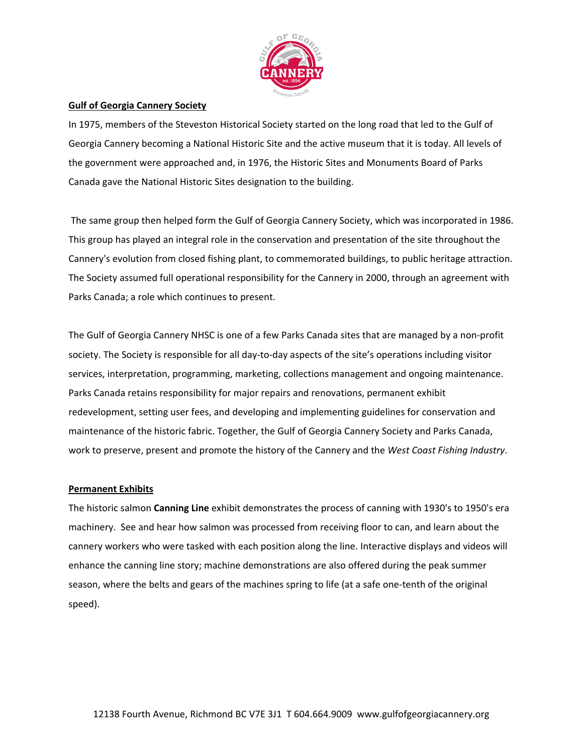## Gulf of Georgia Cannery Society

In 1975, members of the Steveston Historical Society started on the long road that led to the Gulf of Georgia Cannery becoming a National Historic Site and the active museum that it is today. All levels of the government were approached and, in 1976, the Historic Sites and Monuments Board of Parks Canada gave the National Historic Sites designation to the building.

The same group then helped form the Gulf of Georgia Cannery Society, which was incorporated in 1986. This group has played an integral role in the conservation and presentation of the site throughout the Cannery's evolution from closed fishing plant, to commemorated buildings, to public heritage attraction. The Society assumed full operational responsibility for the Cannery in 2000, through an agreement with Parks Canada; a role which continues to present.

The Gulf of Georgia Cannery NHSC is one of a few Parks Canada sites that are managed by a non-profit society. The Society is responsible for all day-to-day aspects of the site's operations including visitor services, interpretation, programming, marketing, collections management and ongoing maintenance. Parks Canada retains responsibility for major repairs and renovations, permanent exhibit redevelopment, setting user fees, and developing and implementing guidelines for conservation and maintenance of the historic fabric. Together, the Gulf of Georgia Cannery Society and Parks Canada, work to preserve, present and promote the history of the Cannery and the *West Coast Fishing Industry*.

## Permanent Exhibits

The historic salmon **Canning Line** exhibit demonstrates the process of canning with 1930's to 1950's era machinery. See and hear how salmon was processed from receiving floor to can, and learn about the cannery workers who were tasked with each position along the line. Interactive displays and videos will enhance the canning line story; machine demonstrations are also offered during the peak summer season, where the belts and gears of the machines spring to life (at a safe one-tenth of the original speed).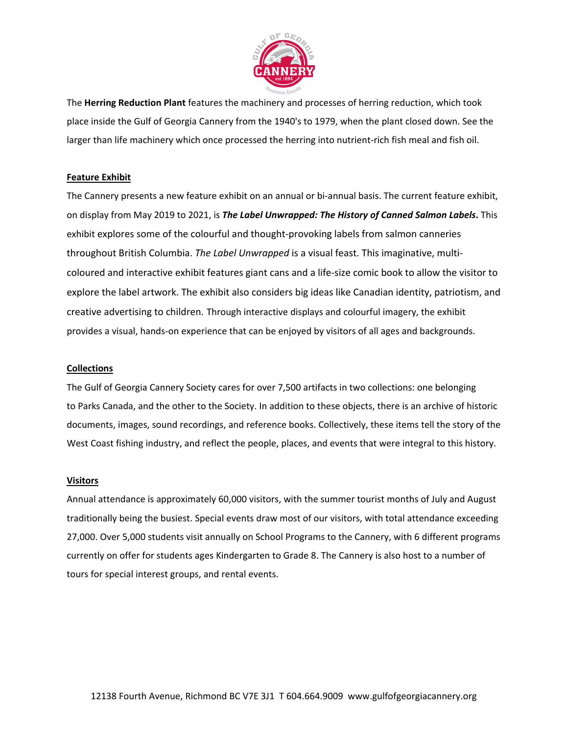The **Herring Reduction Plant** features the machinery and processes of herring reduction, which took place inside the Gulf of Georgia Cannery from the 1940's to 1979, when the plant closed down. See the larger than life machinery which once processed the herring into nutrient-rich fish meal and fish oil.

## Feature Exhibit

The Cannery presents a new feature exhibit on an annual or bi-annual basis. The current feature exhibit, on display from May 2019 to 2021, is ***The Label Unwrapped: The History of Canned Salmon Labels*.** This exhibit explores some of the colourful and thought-provoking labels from salmon canneries throughout British Columbia. *The Label Unwrapped* is a visual feast. This imaginative, multi-coloured and interactive exhibit features giant cans and a life-size comic book to allow the visitor to explore the label artwork. The exhibit also considers big ideas like Canadian identity, patriotism, and creative advertising to children. Through interactive displays and colourful imagery, the exhibit provides a visual, hands-on experience that can be enjoyed by visitors of all ages and backgrounds.

## Collections

The Gulf of Georgia Cannery Society cares for over 7,500 artifacts in two collections: one belonging to Parks Canada, and the other to the Society. In addition to these objects, there is an archive of historic documents, images, sound recordings, and reference books. Collectively, these items tell the story of the West Coast fishing industry, and reflect the people, places, and events that were integral to this history.

## Visitors

Annual attendance is approximately 60,000 visitors, with the summer tourist months of July and August traditionally being the busiest. Special events draw most of our visitors, with total attendance exceeding 27,000. Over 5,000 students visit annually on School Programs to the Cannery, with 6 different programs currently on offer for students ages Kindergarten to Grade 8. The Cannery is also host to a number of tours for special interest groups, and rental events.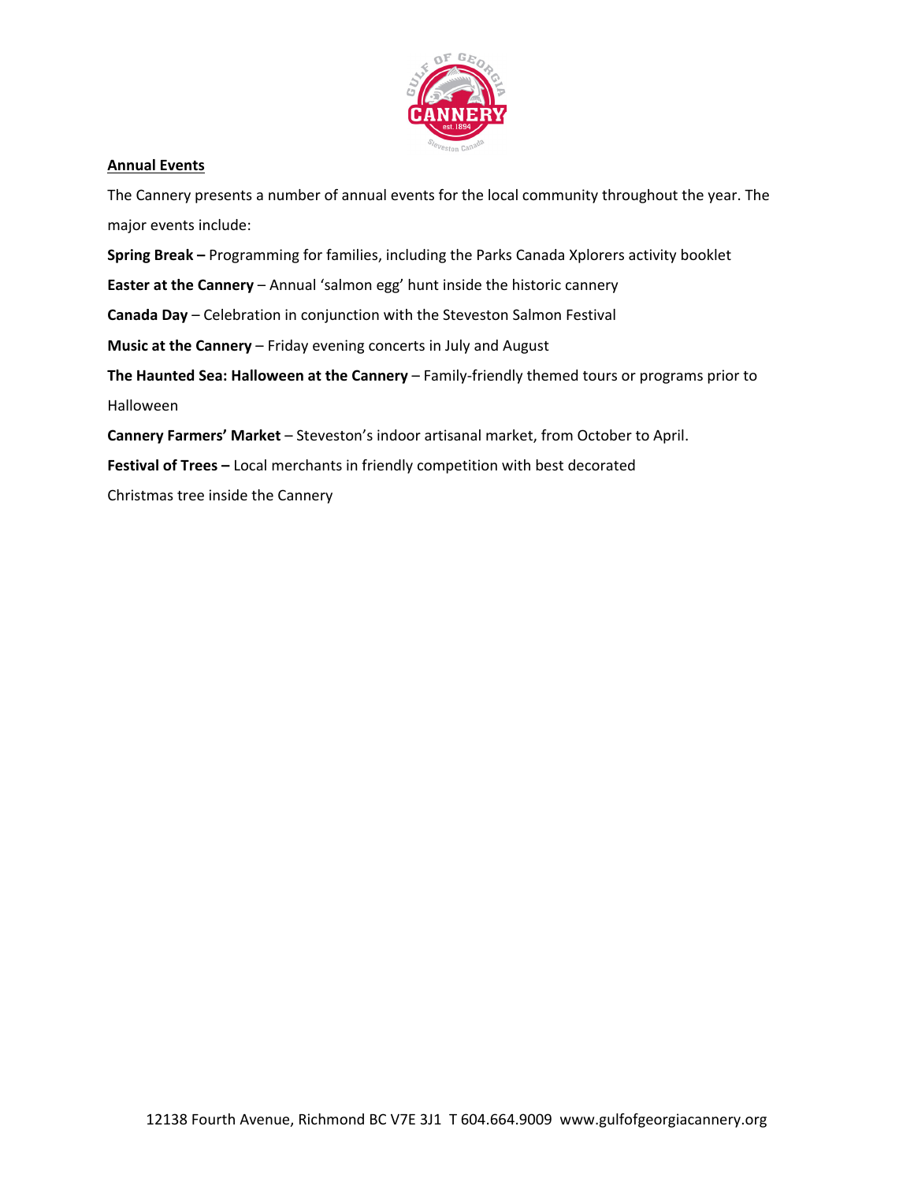## Annual Events

The Cannery presents a number of annual events for the local community throughout the year. The major events include:

**Spring Break –** Programming for families, including the Parks Canada Xplorers activity booklet

**Easter at the Cannery** – Annual 'salmon egg' hunt inside the historic cannery

**Canada Day** – Celebration in conjunction with the Steveston Salmon Festival

**Music at the Cannery** – Friday evening concerts in July and August

**The Haunted Sea: Halloween at the Cannery** – Family-friendly themed tours or programs prior to Halloween

**Cannery Farmers' Market** – Steveston's indoor artisanal market, from October to April.

**Festival of Trees –** Local merchants in friendly competition with best decorated Christmas tree inside the Cannery

12138 Fourth Avenue, Richmond BC V7E 3J1 T 604.664.9009 www.gulfofgeorgiacannery.org